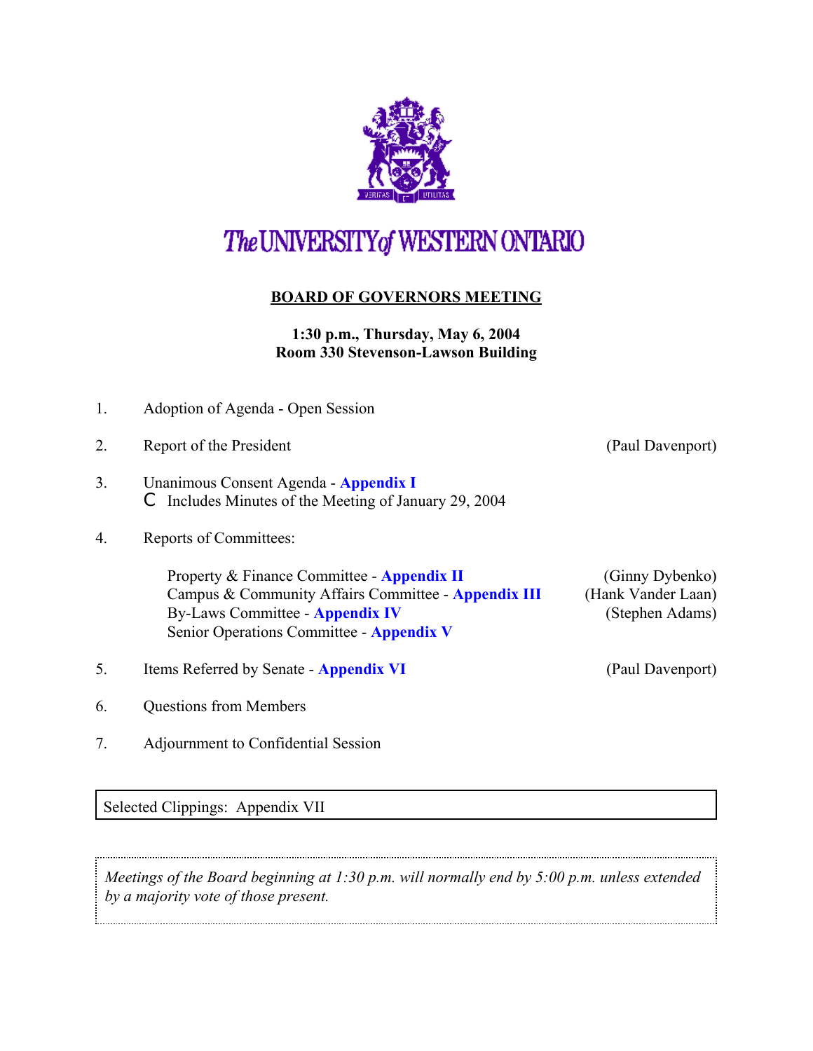# The UNIVERSITY of WESTERN ONTARIO

## BOARD OF GOVERNORS MEETING

**1:30 p.m., Thursday, May 6, 2004**
**Room 330 Stevenson-Lawson Building**

1. Adoption of Agenda - Open Session

2. Report of the President (Paul Davenport)

3. Unanimous Consent Agenda - **Appendix I**
   - Includes Minutes of the Meeting of January 29, 2004

4. Reports of Committees:

   Property & Finance Committee - **Appendix II** (Ginny Dybenko)
   Campus & Community Affairs Committee - **Appendix III** (Hank Vander Laan)
   By-Laws Committee - **Appendix IV** (Stephen Adams)
   Senior Operations Committee - **Appendix V**

5. Items Referred by Senate - **Appendix VI** (Paul Davenport)

6. Questions from Members

7. Adjournment to Confidential Session

Selected Clippings: Appendix VII

*Meetings of the Board beginning at 1:30 p.m. will normally end by 5:00 p.m. unless extended by a majority vote of those present.*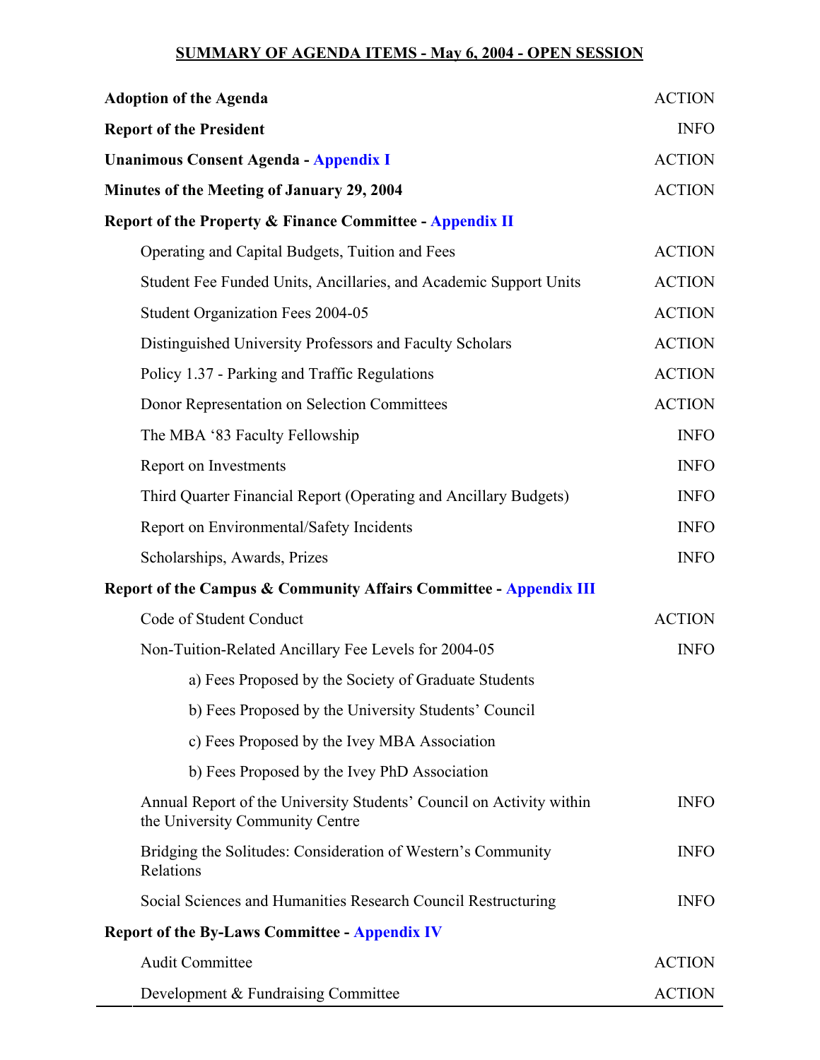## SUMMARY OF AGENDA ITEMS - May 6, 2004 - OPEN SESSION

| | |
|---|---|
| **Adoption of the Agenda** | ACTION |
| **Report of the President** | INFO |
| **Unanimous Consent Agenda - Appendix I** | ACTION |
| **Minutes of the Meeting of January 29, 2004** | ACTION |
| **Report of the Property & Finance Committee - Appendix II** | |
| Operating and Capital Budgets, Tuition and Fees | ACTION |
| Student Fee Funded Units, Ancillaries, and Academic Support Units | ACTION |
| Student Organization Fees 2004-05 | ACTION |
| Distinguished University Professors and Faculty Scholars | ACTION |
| Policy 1.37 - Parking and Traffic Regulations | ACTION |
| Donor Representation on Selection Committees | ACTION |
| The MBA ‘83 Faculty Fellowship | INFO |
| Report on Investments | INFO |
| Third Quarter Financial Report (Operating and Ancillary Budgets) | INFO |
| Report on Environmental/Safety Incidents | INFO |
| Scholarships, Awards, Prizes | INFO |
| **Report of the Campus & Community Affairs Committee - Appendix III** | |
| Code of Student Conduct | ACTION |
| Non-Tuition-Related Ancillary Fee Levels for 2004-05 | INFO |
| a) Fees Proposed by the Society of Graduate Students | |
| b) Fees Proposed by the University Students’ Council | |
| c) Fees Proposed by the Ivey MBA Association | |
| b) Fees Proposed by the Ivey PhD Association | |
| Annual Report of the University Students’ Council on Activity within the University Community Centre | INFO |
| Bridging the Solitudes: Consideration of Western’s Community Relations | INFO |
| Social Sciences and Humanities Research Council Restructuring | INFO |
| **Report of the By-Laws Committee - Appendix IV** | |
| Audit Committee | ACTION |
| Development & Fundraising Committee | ACTION |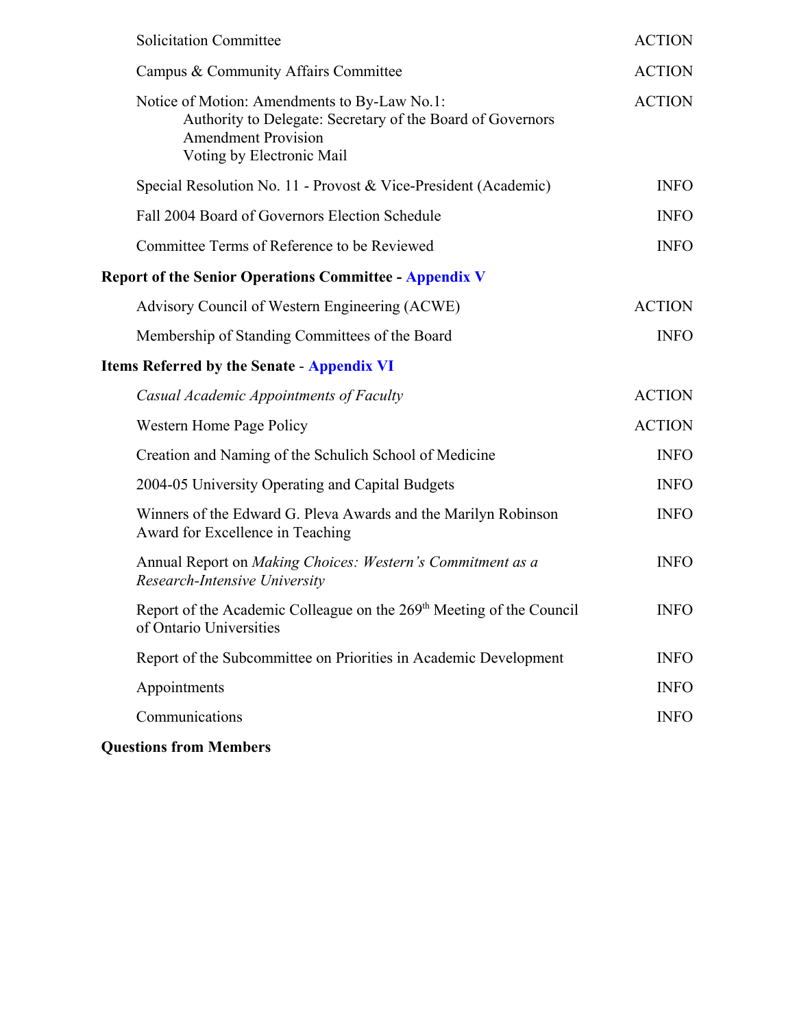| | |
|---|---|
| Solicitation Committee | ACTION |
| Campus & Community Affairs Committee | ACTION |
| Notice of Motion: Amendments to By-Law No.1:<br>Authority to Delegate: Secretary of the Board of Governors<br>Amendment Provision<br>Voting by Electronic Mail | ACTION |
| Special Resolution No. 11 - Provost & Vice-President (Academic) | INFO |
| Fall 2004 Board of Governors Election Schedule | INFO |
| Committee Terms of Reference to be Reviewed | INFO |

**Report of the Senior Operations Committee - Appendix V**

| | |
|---|---|
| Advisory Council of Western Engineering (ACWE) | ACTION |
| Membership of Standing Committees of the Board | INFO |

**Items Referred by the Senate - Appendix VI**

| | |
|---|---|
| *Casual Academic Appointments of Faculty* | ACTION |
| Western Home Page Policy | ACTION |
| Creation and Naming of the Schulich School of Medicine | INFO |
| 2004-05 University Operating and Capital Budgets | INFO |
| Winners of the Edward G. Pleva Awards and the Marilyn Robinson Award for Excellence in Teaching | INFO |
| Annual Report on *Making Choices: Western's Commitment as a Research-Intensive University* | INFO |
| Report of the Academic Colleague on the 269th Meeting of the Council of Ontario Universities | INFO |
| Report of the Subcommittee on Priorities in Academic Development | INFO |
| Appointments | INFO |
| Communications | INFO |

**Questions from Members**